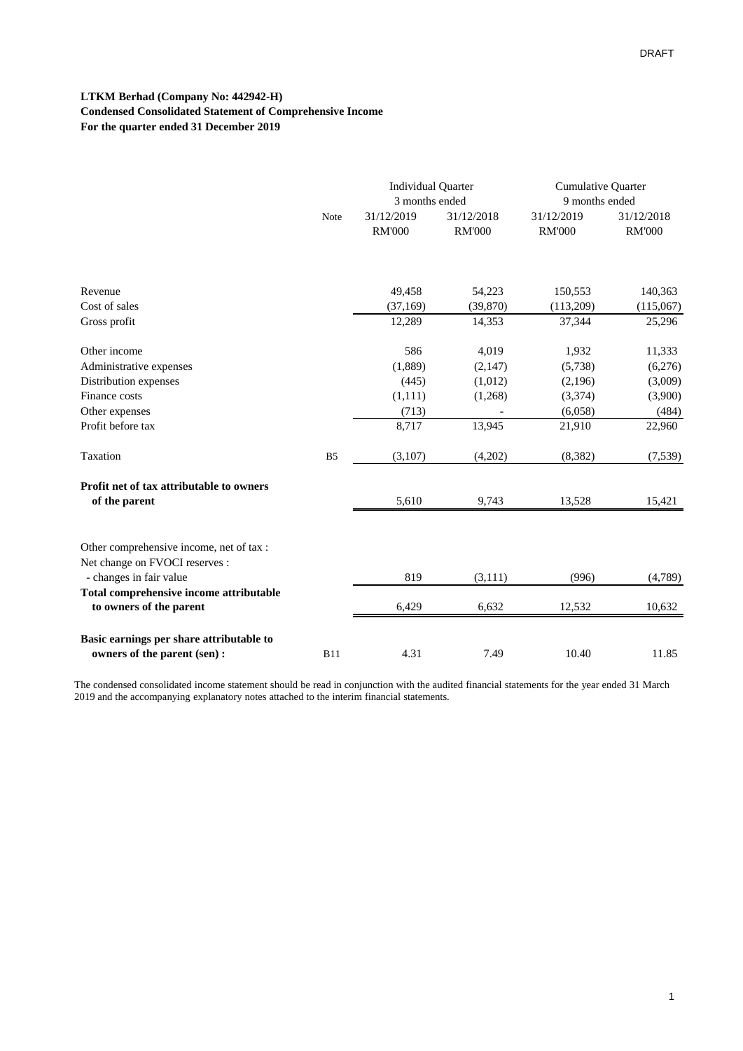DRAFT

**LTKM Berhad (Company No: 442942-H)**
**Condensed Consolidated Statement of Comprehensive Income**
**For the quarter ended 31 December 2019**

| | Note | Individual Quarter 3 months ended | | Cumulative Quarter 9 months ended | |
|---|---|---|---|---|---|
| | | 31/12/2019 RM'000 | 31/12/2018 RM'000 | 31/12/2019 RM'000 | 31/12/2018 RM'000 |
| Revenue | | 49,458 | 54,223 | 150,553 | 140,363 |
| Cost of sales | | (37,169) | (39,870) | (113,209) | (115,067) |
| Gross profit | | 12,289 | 14,353 | 37,344 | 25,296 |
| Other income | | 586 | 4,019 | 1,932 | 11,333 |
| Administrative expenses | | (1,889) | (2,147) | (5,738) | (6,276) |
| Distribution expenses | | (445) | (1,012) | (2,196) | (3,009) |
| Finance costs | | (1,111) | (1,268) | (3,374) | (3,900) |
| Other expenses | | (713) | - | (6,058) | (484) |
| Profit before tax | | 8,717 | 13,945 | 21,910 | 22,960 |
| Taxation | B5 | (3,107) | (4,202) | (8,382) | (7,539) |
| **Profit net of tax attributable to owners of the parent** | | 5,610 | 9,743 | 13,528 | 15,421 |
| Other comprehensive income, net of tax : | | | | | |
| Net change on FVOCI reserves : | | | | | |
| - changes in fair value | | 819 | (3,111) | (996) | (4,789) |
| **Total comprehensive income attributable to owners of the parent** | | 6,429 | 6,632 | 12,532 | 10,632 |
| **Basic earnings per share attributable to owners of the parent (sen) :** | B11 | 4.31 | 7.49 | 10.40 | 11.85 |

The condensed consolidated income statement should be read in conjunction with the audited financial statements for the year ended 31 March 2019 and the accompanying explanatory notes attached to the interim financial statements.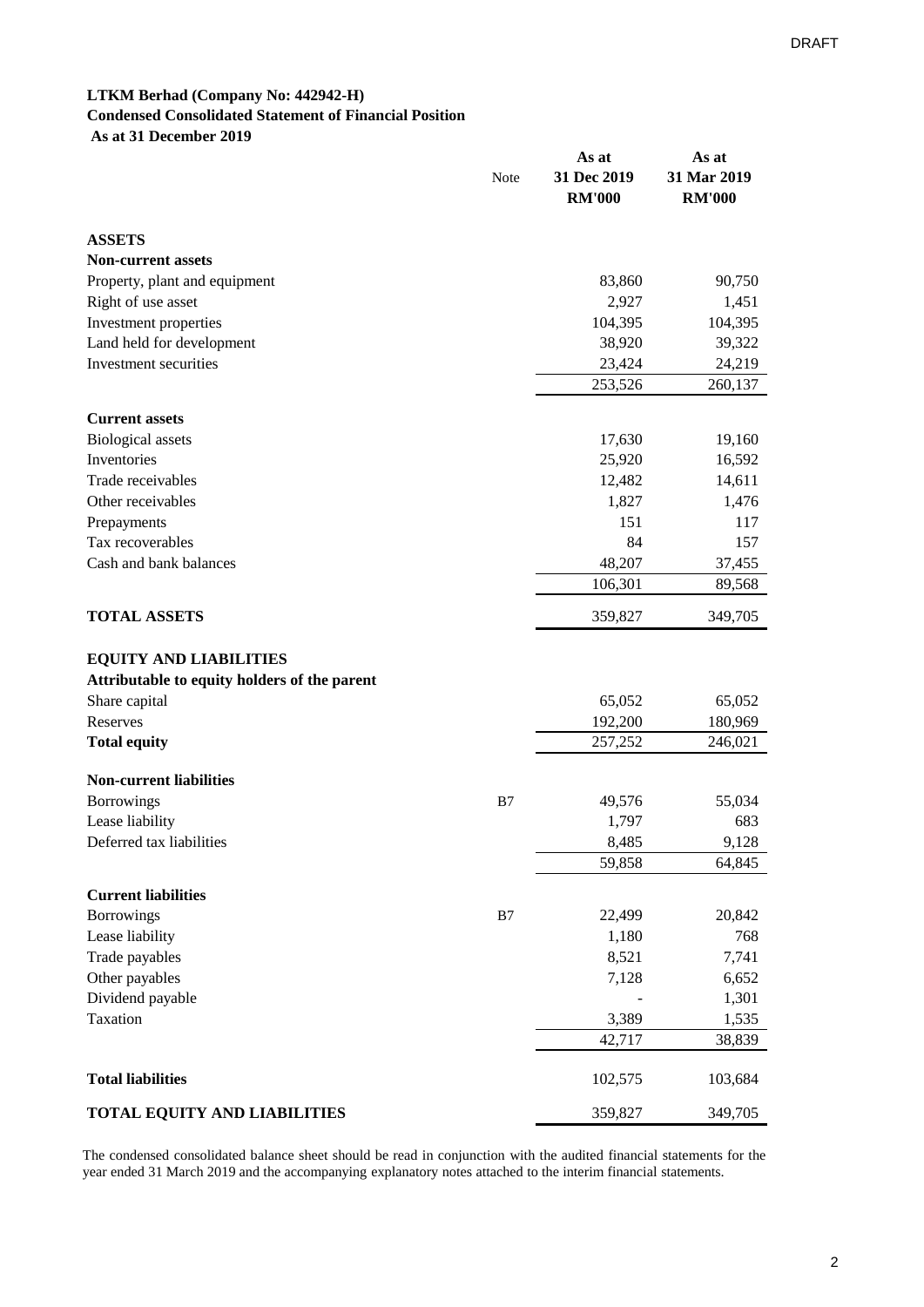**LTKM Berhad (Company No: 442942-H)**
**Condensed Consolidated Statement of Financial Position**
**As at 31 December 2019**

| | Note | As at 31 Dec 2019 RM'000 | As at 31 Mar 2019 RM'000 |
|---|---|---|---|
| **ASSETS** | | | |
| **Non-current assets** | | | |
| Property, plant and equipment | | 83,860 | 90,750 |
| Right of use asset | | 2,927 | 1,451 |
| Investment properties | | 104,395 | 104,395 |
| Land held for development | | 38,920 | 39,322 |
| Investment securities | | 23,424 | 24,219 |
| | | 253,526 | 260,137 |
| **Current assets** | | | |
| Biological assets | | 17,630 | 19,160 |
| Inventories | | 25,920 | 16,592 |
| Trade receivables | | 12,482 | 14,611 |
| Other receivables | | 1,827 | 1,476 |
| Prepayments | | 151 | 117 |
| Tax recoverables | | 84 | 157 |
| Cash and bank balances | | 48,207 | 37,455 |
| | | 106,301 | 89,568 |
| **TOTAL ASSETS** | | 359,827 | 349,705 |
| **EQUITY AND LIABILITIES** | | | |
| **Attributable to equity holders of the parent** | | | |
| Share capital | | 65,052 | 65,052 |
| Reserves | | 192,200 | 180,969 |
| **Total equity** | | 257,252 | 246,021 |
| **Non-current liabilities** | | | |
| Borrowings | B7 | 49,576 | 55,034 |
| Lease liability | | 1,797 | 683 |
| Deferred tax liabilities | | 8,485 | 9,128 |
| | | 59,858 | 64,845 |
| **Current liabilities** | | | |
| Borrowings | B7 | 22,499 | 20,842 |
| Lease liability | | 1,180 | 768 |
| Trade payables | | 8,521 | 7,741 |
| Other payables | | 7,128 | 6,652 |
| Dividend payable | | - | 1,301 |
| Taxation | | 3,389 | 1,535 |
| | | 42,717 | 38,839 |
| **Total liabilities** | | 102,575 | 103,684 |
| **TOTAL EQUITY AND LIABILITIES** | | 359,827 | 349,705 |

The condensed consolidated balance sheet should be read in conjunction with the audited financial statements for the year ended 31 March 2019 and the accompanying explanatory notes attached to the interim financial statements.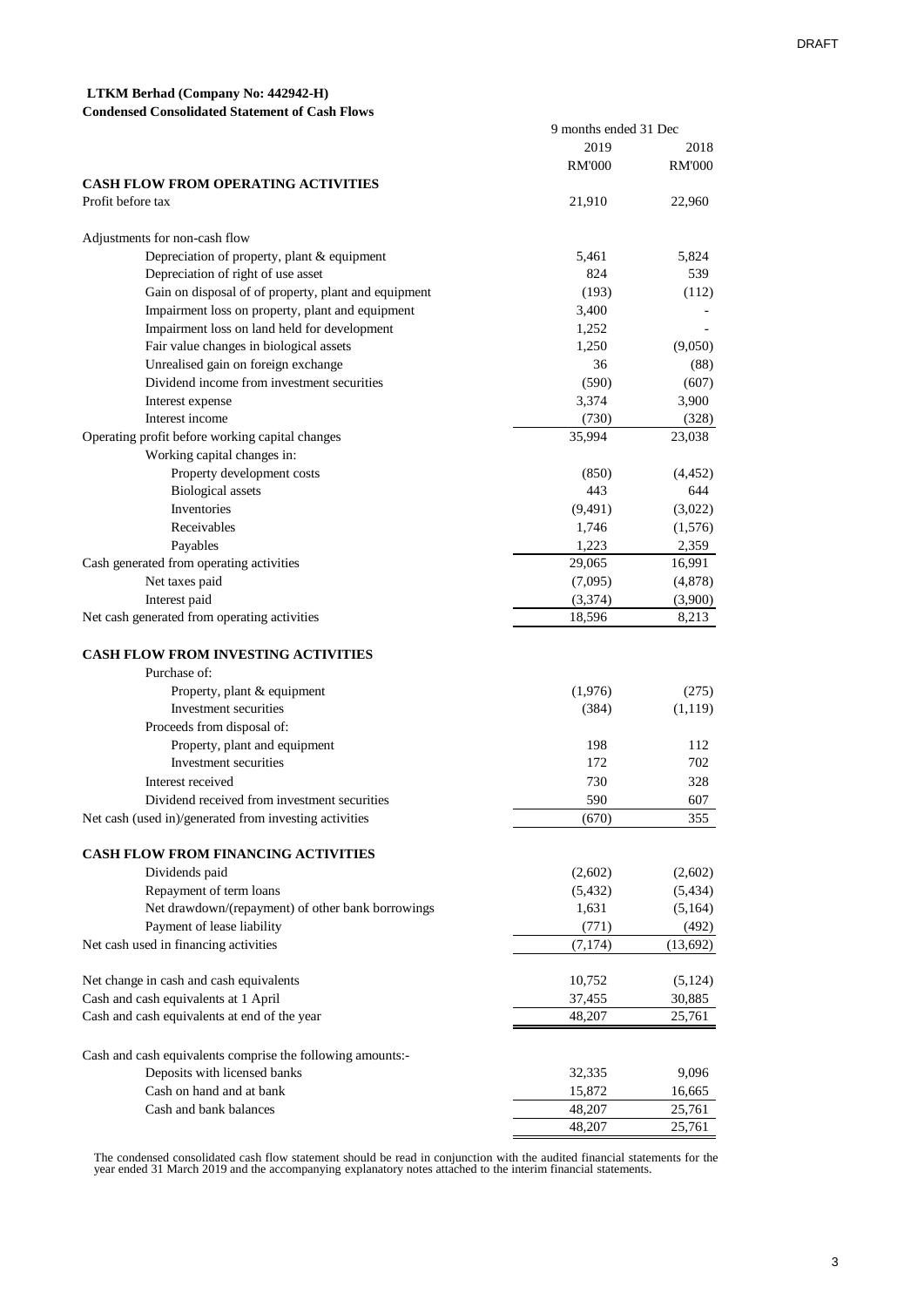DRAFT

**LTKM Berhad (Company No: 442942-H)**
**Condensed Consolidated Statement of Cash Flows**

| | 9 months ended 31 Dec | |
|---|---|---|
| | 2019 | 2018 |
| | RM'000 | RM'000 |
| **CASH FLOW FROM OPERATING ACTIVITIES** | | |
| Profit before tax | 21,910 | 22,960 |
| | | |
| Adjustments for non-cash flow | | |
| Depreciation of property, plant & equipment | 5,461 | 5,824 |
| Depreciation of right of use asset | 824 | 539 |
| Gain on disposal of of property, plant and equipment | (193) | (112) |
| Impairment loss on property, plant and equipment | 3,400 | - |
| Impairment loss on land held for development | 1,252 | - |
| Fair value changes in biological assets | 1,250 | (9,050) |
| Unrealised gain on foreign exchange | 36 | (88) |
| Dividend income from investment securities | (590) | (607) |
| Interest expense | 3,374 | 3,900 |
| Interest income | (730) | (328) |
| Operating profit before working capital changes | 35,994 | 23,038 |
| Working capital changes in: | | |
| Property development costs | (850) | (4,452) |
| Biological assets | 443 | 644 |
| Inventories | (9,491) | (3,022) |
| Receivables | 1,746 | (1,576) |
| Payables | 1,223 | 2,359 |
| Cash generated from operating activities | 29,065 | 16,991 |
| Net taxes paid | (7,095) | (4,878) |
| Interest paid | (3,374) | (3,900) |
| Net cash generated from operating activities | 18,596 | 8,213 |
| | | |
| **CASH FLOW FROM INVESTING ACTIVITIES** | | |
| Purchase of: | | |
| Property, plant & equipment | (1,976) | (275) |
| Investment securities | (384) | (1,119) |
| Proceeds from disposal of: | | |
| Property, plant and equipment | 198 | 112 |
| Investment securities | 172 | 702 |
| Interest received | 730 | 328 |
| Dividend received from investment securities | 590 | 607 |
| Net cash (used in)/generated from investing activities | (670) | 355 |
| | | |
| **CASH FLOW FROM FINANCING ACTIVITIES** | | |
| Dividends paid | (2,602) | (2,602) |
| Repayment of term loans | (5,432) | (5,434) |
| Net drawdown/(repayment) of other bank borrowings | 1,631 | (5,164) |
| Payment of lease liability | (771) | (492) |
| Net cash used in financing activities | (7,174) | (13,692) |
| | | |
| Net change in cash and cash equivalents | 10,752 | (5,124) |
| Cash and cash equivalents at 1 April | 37,455 | 30,885 |
| Cash and cash equivalents at end of the year | 48,207 | 25,761 |
| | | |
| Cash and cash equivalents comprise the following amounts:- | | |
| Deposits with licensed banks | 32,335 | 9,096 |
| Cash on hand and at bank | 15,872 | 16,665 |
| Cash and bank balances | 48,207 | 25,761 |
| | 48,207 | 25,761 |

The condensed consolidated cash flow statement should be read in conjunction with the audited financial statements for the year ended 31 March 2019 and the accompanying explanatory notes attached to the interim financial statements.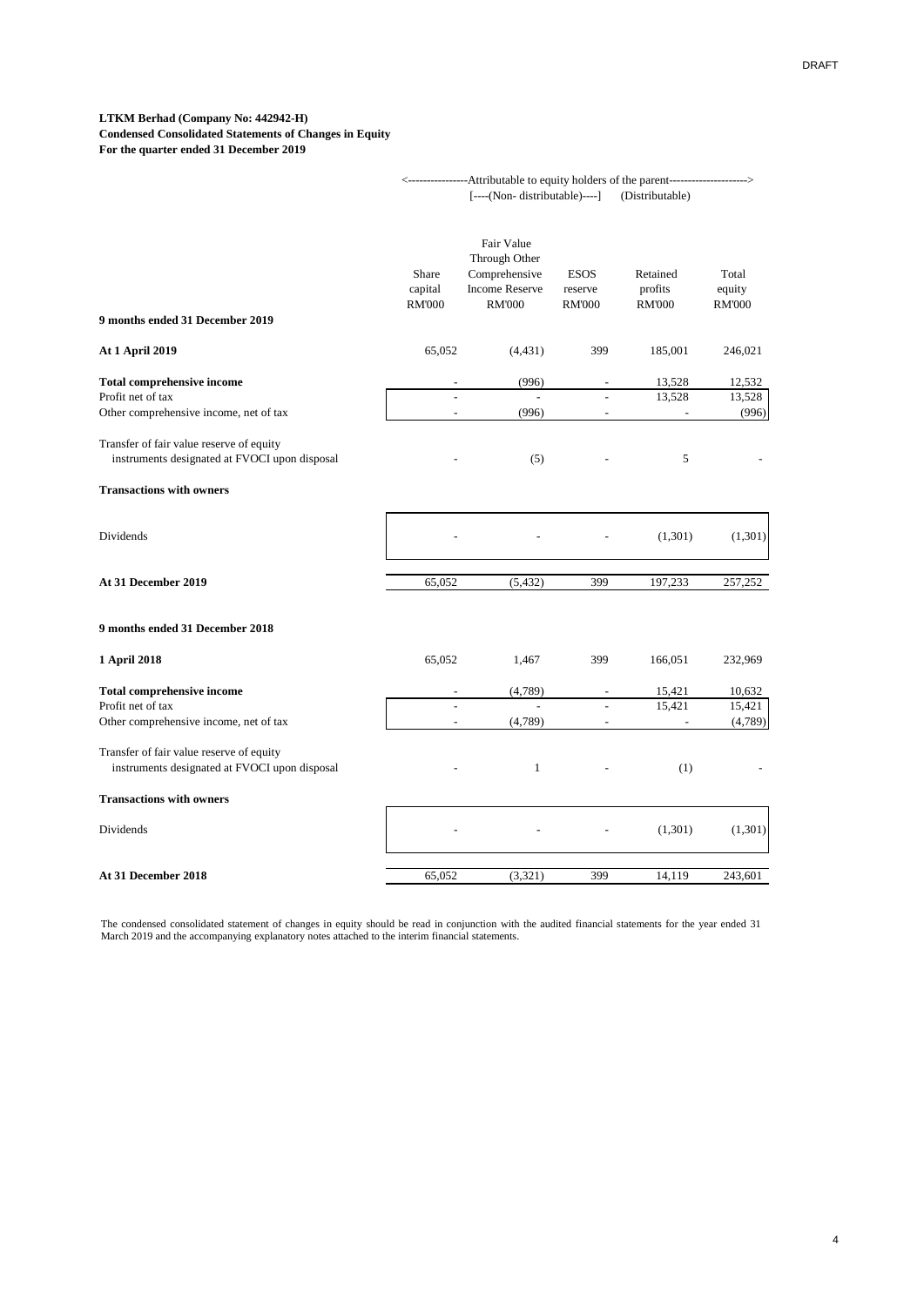DRAFT

**LTKM Berhad (Company No: 442942-H)**
**Condensed Consolidated Statements of Changes in Equity**
**For the quarter ended 31 December 2019**

| | <----------------Attributable to equity holders of the parent----------------> | | | | |
|---|---|---|---|---|---|
| | [----(Non- distributable)----] | | | (Distributable) | |
| | Share capital RM'000 | Fair Value Through Other Comprehensive Income Reserve RM'000 | ESOS reserve RM'000 | Retained profits RM'000 | Total equity RM'000 |
| **9 months ended 31 December 2019** | | | | | |
| **At 1 April 2019** | 65,052 | (4,431) | 399 | 185,001 | 246,021 |
| **Total comprehensive income** | - | (996) | - | 13,528 | 12,532 |
| Profit net of tax | - | - | - | 13,528 | 13,528 |
| Other comprehensive income, net of tax | - | (996) | - | - | (996) |
| Transfer of fair value reserve of equity instruments designated at FVOCI upon disposal | - | (5) | - | 5 | - |
| **Transactions with owners** | | | | | |
| Dividends | - | - | - | (1,301) | (1,301) |
| **At 31 December 2019** | 65,052 | (5,432) | 399 | 197,233 | 257,252 |
| **9 months ended 31 December 2018** | | | | | |
| **1 April 2018** | 65,052 | 1,467 | 399 | 166,051 | 232,969 |
| **Total comprehensive income** | - | (4,789) | - | 15,421 | 10,632 |
| Profit net of tax | - | - | - | 15,421 | 15,421 |
| Other comprehensive income, net of tax | - | (4,789) | - | - | (4,789) |
| Transfer of fair value reserve of equity instruments designated at FVOCI upon disposal | - | 1 | - | (1) | - |
| **Transactions with owners** | | | | | |
| Dividends | - | - | - | (1,301) | (1,301) |
| **At 31 December 2018** | 65,052 | (3,321) | 399 | 14,119 | 243,601 |

The condensed consolidated statement of changes in equity should be read in conjunction with the audited financial statements for the year ended 31 March 2019 and the accompanying explanatory notes attached to the interim financial statements.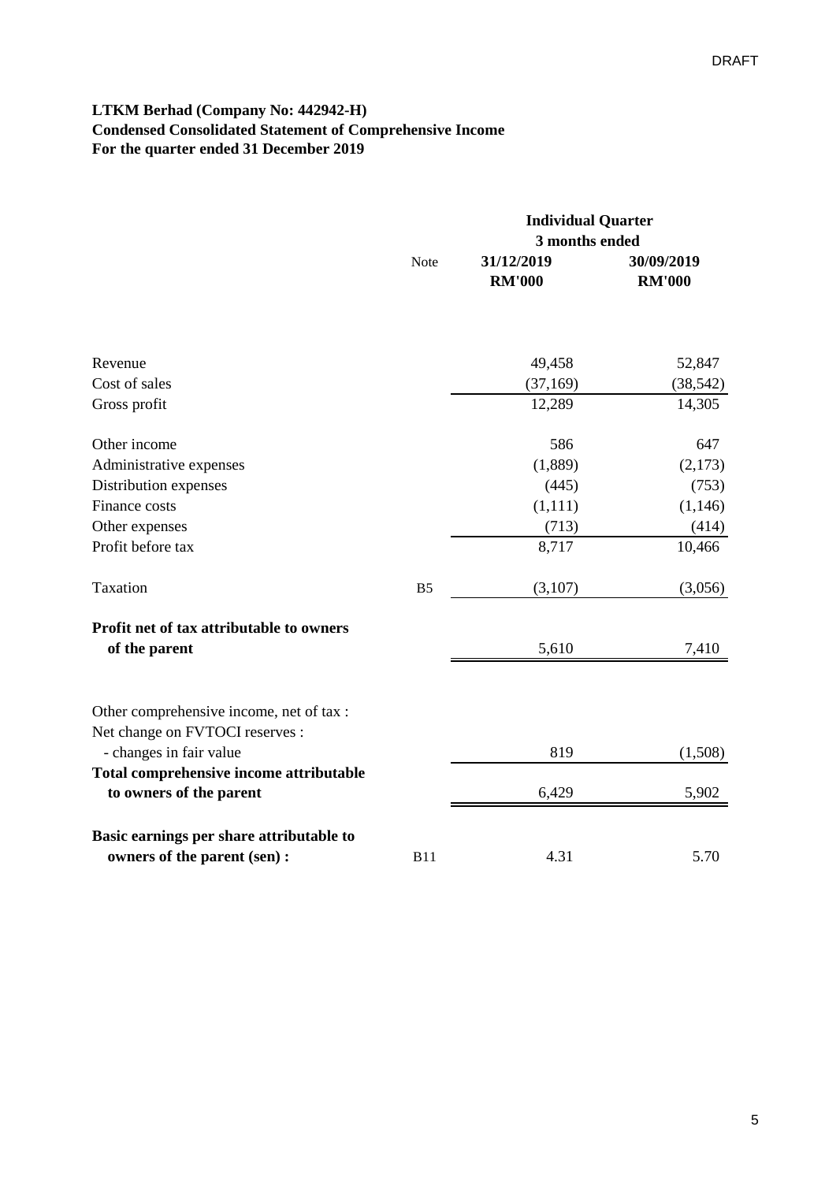DRAFT

**LTKM Berhad (Company No: 442942-H)**
**Condensed Consolidated Statement of Comprehensive Income**
**For the quarter ended 31 December 2019**

| | Note | **Individual Quarter 3 months ended** | |
|---|---|---|---|
| | | **31/12/2019** | **30/09/2019** |
| | | **RM'000** | **RM'000** |
| Revenue | | 49,458 | 52,847 |
| Cost of sales | | (37,169) | (38,542) |
| Gross profit | | 12,289 | 14,305 |
| Other income | | 586 | 647 |
| Administrative expenses | | (1,889) | (2,173) |
| Distribution expenses | | (445) | (753) |
| Finance costs | | (1,111) | (1,146) |
| Other expenses | | (713) | (414) |
| Profit before tax | | 8,717 | 10,466 |
| Taxation | B5 | (3,107) | (3,056) |
| **Profit net of tax attributable to owners of the parent** | | 5,610 | 7,410 |
| Other comprehensive income, net of tax : | | | |
| Net change on FVTOCI reserves : | | | |
| - changes in fair value | | 819 | (1,508) |
| **Total comprehensive income attributable to owners of the parent** | | 6,429 | 5,902 |
| **Basic earnings per share attributable to owners of the parent (sen) :** | B11 | 4.31 | 5.70 |